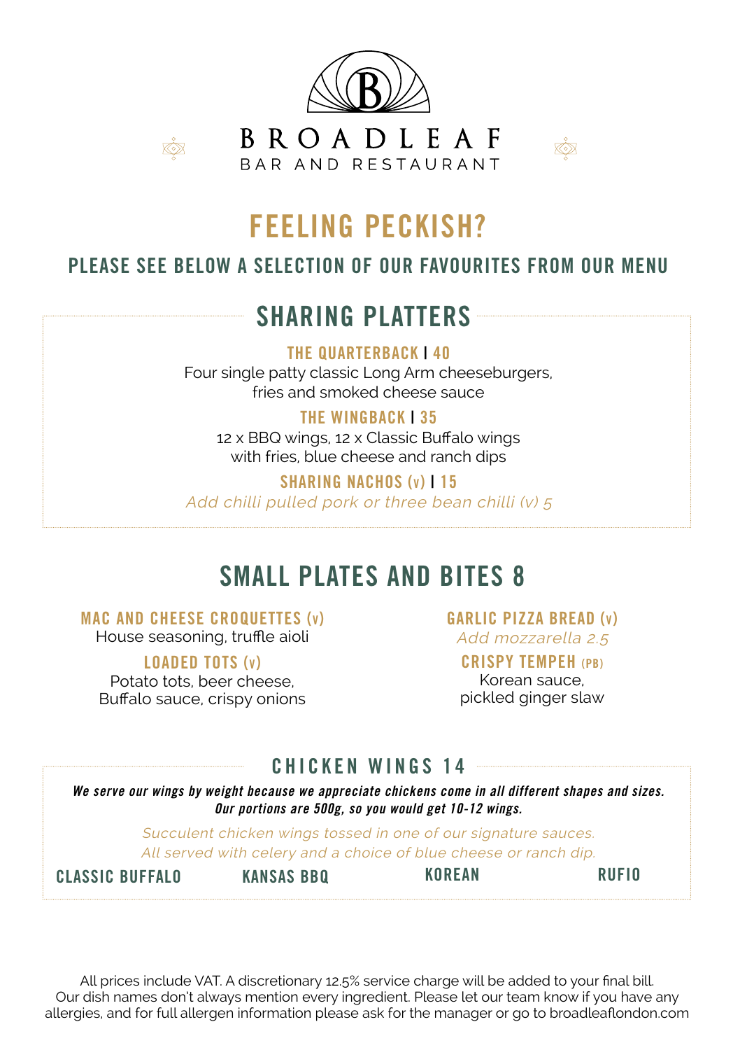# BROADLEAF

BAR AND RESTAURANT

## FEELING PECKISH?

### PLEASE SEE BELOW A SELECTION OF OUR FAVOURITES FROM OUR MENU

## SHARING PLATTERS

**THE QUARTERBACK | 40**
Four single patty classic Long Arm cheeseburgers, fries and smoked cheese sauce

**THE WINGBACK | 35**
12 x BBQ wings, 12 x Classic Buffalo wings with fries, blue cheese and ranch dips

**SHARING NACHOS (v) | 15**
*Add chilli pulled pork or three bean chilli (v) 5*

## SMALL PLATES AND BITES 8

**MAC AND CHEESE CROQUETTES (v)**
House seasoning, truffle aioli

**LOADED TOTS (v)**
Potato tots, beer cheese, Buffalo sauce, crispy onions

**GARLIC PIZZA BREAD (v)**
*Add mozzarella 2.5*

**CRISPY TEMPEH (PB)**
Korean sauce, pickled ginger slaw

## CHICKEN WINGS 14

***We serve our wings by weight because we appreciate chickens come in all different shapes and sizes. Our portions are 500g, so you would get 10-12 wings.***

*Succulent chicken wings tossed in one of our signature sauces. All served with celery and a choice of blue cheese or ranch dip.*

**CLASSIC BUFFALO** **KANSAS BBQ** **KOREAN** **RUFIO**

All prices include VAT. A discretionary 12.5% service charge will be added to your final bill. Our dish names don't always mention every ingredient. Please let our team know if you have any allergies, and for full allergen information please ask for the manager or go to broadleaflondon.com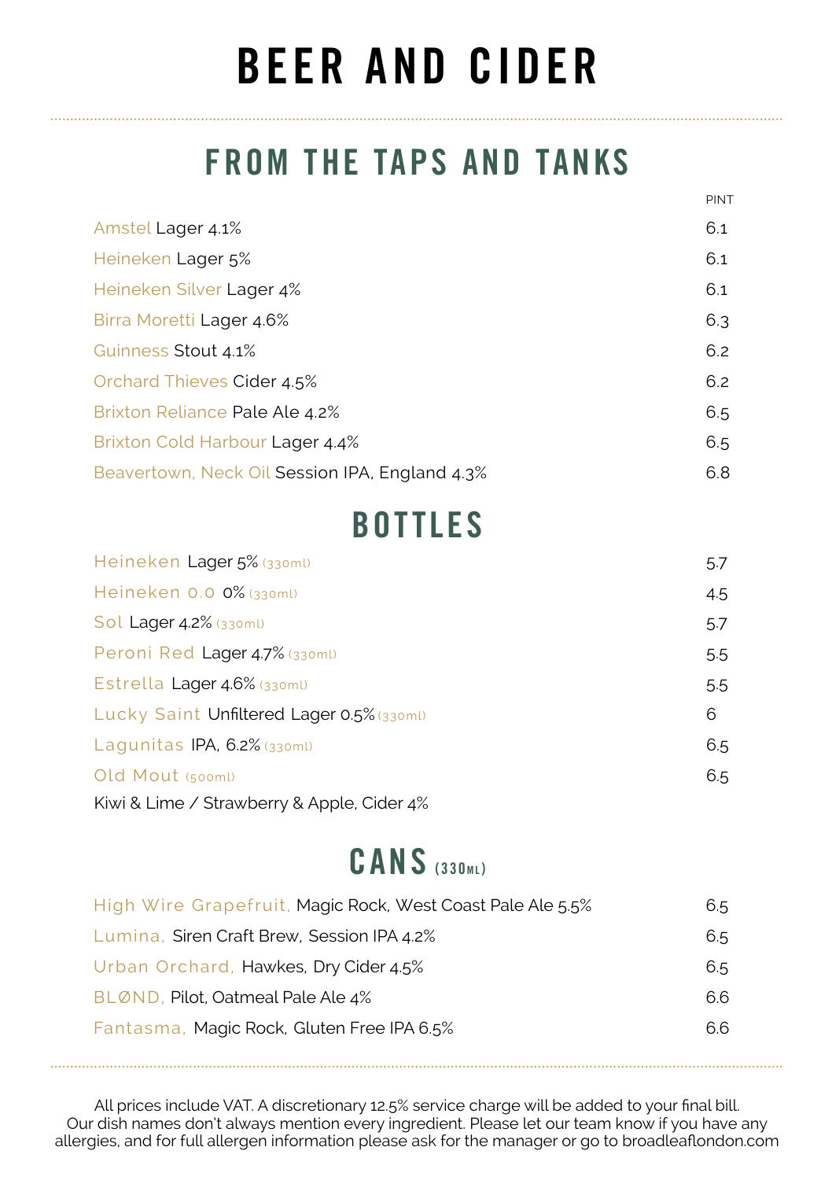# BEER AND CIDER

## FROM THE TAPS AND TANKS

| | PINT |
|---|---|
| Amstel Lager 4.1% | 6.1 |
| Heineken Lager 5% | 6.1 |
| Heineken Silver Lager 4% | 6.1 |
| Birra Moretti Lager 4.6% | 6.3 |
| Guinness Stout 4.1% | 6.2 |
| Orchard Thieves Cider 4.5% | 6.2 |
| Brixton Reliance Pale Ale 4.2% | 6.5 |
| Brixton Cold Harbour Lager 4.4% | 6.5 |
| Beavertown, Neck Oil Session IPA, England 4.3% | 6.8 |

## BOTTLES

| | |
|---|---|
| Heineken Lager 5% (330ml) | 5.7 |
| Heineken 0.0 0% (330ml) | 4.5 |
| Sol Lager 4.2% (330ml) | 5.7 |
| Peroni Red Lager 4.7% (330ml) | 5.5 |
| Estrella Lager 4.6% (330ml) | 5.5 |
| Lucky Saint Unfiltered Lager 0.5% (330ml) | 6 |
| Lagunitas IPA, 6.2% (330ml) | 6.5 |
| Old Mout (500ml)<br>Kiwi & Lime / Strawberry & Apple, Cider 4% | 6.5 |

## CANS (330ML)

| | |
|---|---|
| High Wire Grapefruit, Magic Rock, West Coast Pale Ale 5.5% | 6.5 |
| Lumina, Siren Craft Brew, Session IPA 4.2% | 6.5 |
| Urban Orchard, Hawkes, Dry Cider 4.5% | 6.5 |
| BLØND, Pilot, Oatmeal Pale Ale 4% | 6.6 |
| Fantasma, Magic Rock, Gluten Free IPA 6.5% | 6.6 |

All prices include VAT. A discretionary 12.5% service charge will be added to your final bill.
Our dish names don't always mention every ingredient. Please let our team know if you have any allergies, and for full allergen information please ask for the manager or go to broadleaflondon.com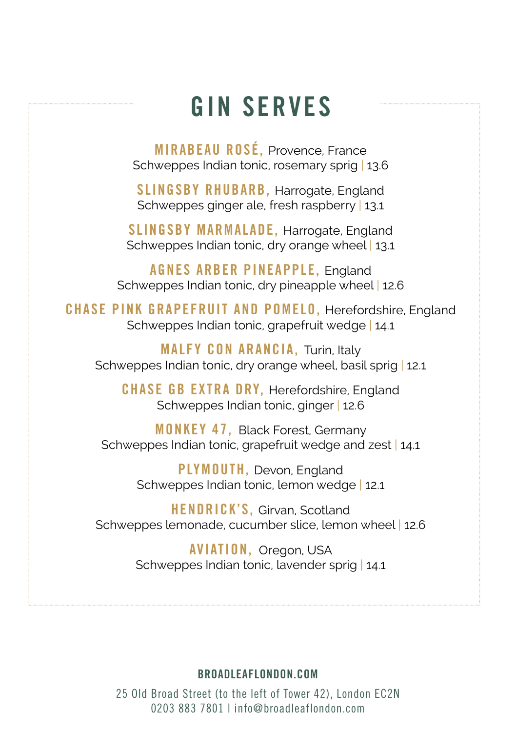# GIN SERVES

**MIRABEAU ROSÉ,** Provence, France
Schweppes Indian tonic, rosemary sprig | 13.6

**SLINGSBY RHUBARB,** Harrogate, England
Schweppes ginger ale, fresh raspberry | 13.1

**SLINGSBY MARMALADE,** Harrogate, England
Schweppes Indian tonic, dry orange wheel | 13.1

**AGNES ARBER PINEAPPLE,** England
Schweppes Indian tonic, dry pineapple wheel | 12.6

**CHASE PINK GRAPEFRUIT AND POMELO,** Herefordshire, England
Schweppes Indian tonic, grapefruit wedge | 14.1

**MALFY CON ARANCIA,** Turin, Italy
Schweppes Indian tonic, dry orange wheel, basil sprig | 12.1

**CHASE GB EXTRA DRY,** Herefordshire, England
Schweppes Indian tonic, ginger | 12.6

**MONKEY 47,** Black Forest, Germany
Schweppes Indian tonic, grapefruit wedge and zest | 14.1

**PLYMOUTH,** Devon, England
Schweppes Indian tonic, lemon wedge | 12.1

**HENDRICK'S,** Girvan, Scotland
Schweppes lemonade, cucumber slice, lemon wheel | 12.6

**AVIATION,** Oregon, USA
Schweppes Indian tonic, lavender sprig | 14.1

**BROADLEAFLONDON.COM**

25 Old Broad Street (to the left of Tower 42), London EC2N
0203 883 7801 | info@broadleaflondon.com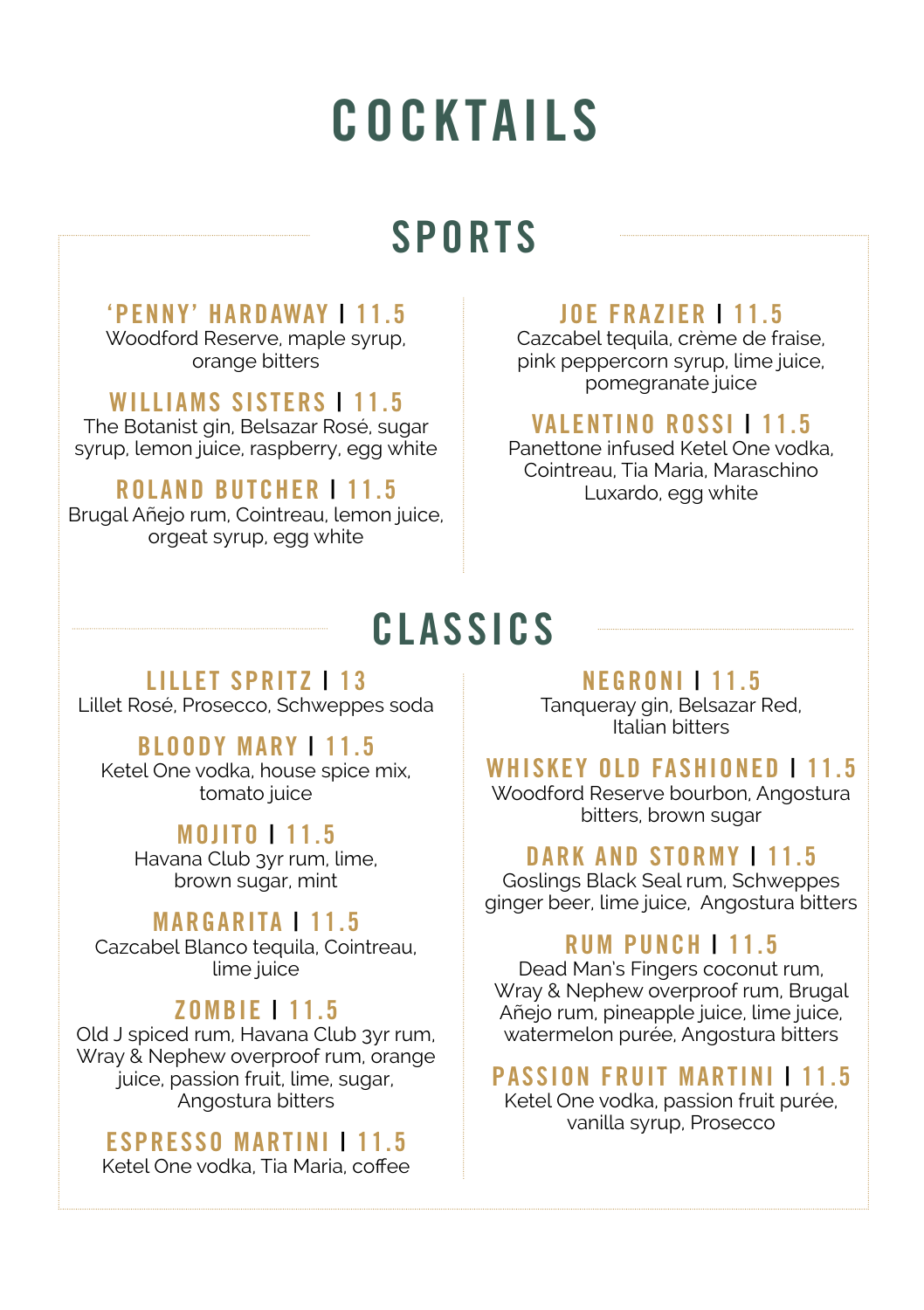# COCKTAILS

## SPORTS

### 'PENNY' HARDAWAY | 11.5
Woodford Reserve, maple syrup, orange bitters

### WILLIAMS SISTERS | 11.5
The Botanist gin, Belsazar Rosé, sugar syrup, lemon juice, raspberry, egg white

### ROLAND BUTCHER | 11.5
Brugal Añejo rum, Cointreau, lemon juice, orgeat syrup, egg white

### JOE FRAZIER | 11.5
Cazcabel tequila, crème de fraise, pink peppercorn syrup, lime juice, pomegranate juice

### VALENTINO ROSSI | 11.5
Panettone infused Ketel One vodka, Cointreau, Tia Maria, Maraschino Luxardo, egg white

## CLASSICS

### LILLET SPRITZ | 13
Lillet Rosé, Prosecco, Schweppes soda

### BLOODY MARY | 11.5
Ketel One vodka, house spice mix, tomato juice

### MOJITO | 11.5
Havana Club 3yr rum, lime, brown sugar, mint

### MARGARITA | 11.5
Cazcabel Blanco tequila, Cointreau, lime juice

### ZOMBIE | 11.5
Old J spiced rum, Havana Club 3yr rum, Wray & Nephew overproof rum, orange juice, passion fruit, lime, sugar, Angostura bitters

### ESPRESSO MARTINI | 11.5
Ketel One vodka, Tia Maria, coffee

### NEGRONI | 11.5
Tanqueray gin, Belsazar Red, Italian bitters

### WHISKEY OLD FASHIONED | 11.5
Woodford Reserve bourbon, Angostura bitters, brown sugar

### DARK AND STORMY | 11.5
Goslings Black Seal rum, Schweppes ginger beer, lime juice, Angostura bitters

### RUM PUNCH | 11.5
Dead Man's Fingers coconut rum, Wray & Nephew overproof rum, Brugal Añejo rum, pineapple juice, lime juice, watermelon purée, Angostura bitters

### PASSION FRUIT MARTINI | 11.5
Ketel One vodka, passion fruit purée, vanilla syrup, Prosecco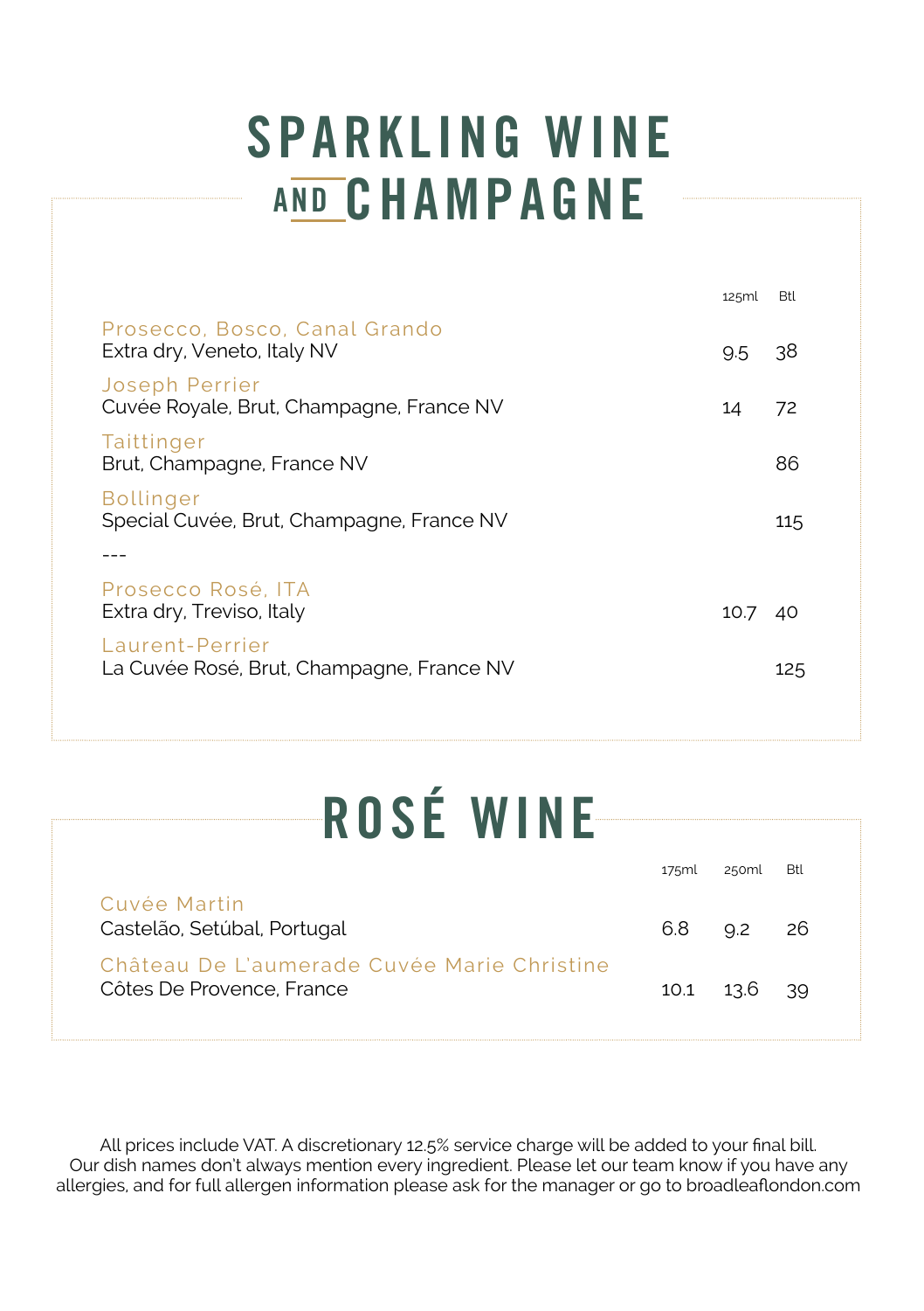# SPARKLING WINE AND CHAMPAGNE

| | 125ml | Btl |
|---|---|---|
| Prosecco, Bosco, Canal Grando<br>Extra dry, Veneto, Italy NV | 9.5 | 38 |
| Joseph Perrier<br>Cuvée Royale, Brut, Champagne, France NV | 14 | 72 |
| Taittinger<br>Brut, Champagne, France NV | | 86 |
| Bollinger<br>Special Cuvée, Brut, Champagne, France NV | | 115 |
| --- | | |
| Prosecco Rosé, ITA<br>Extra dry, Treviso, Italy | 10.7 | 40 |
| Laurent-Perrier<br>La Cuvée Rosé, Brut, Champagne, France NV | | 125 |

# ROSÉ WINE

| | 175ml | 250ml | Btl |
|---|---|---|---|
| Cuvée Martin<br>Castelão, Setúbal, Portugal | 6.8 | 9.2 | 26 |
| Château De L'aumerade Cuvée Marie Christine<br>Côtes De Provence, France | 10.1 | 13.6 | 39 |

All prices include VAT. A discretionary 12.5% service charge will be added to your final bill.
Our dish names don't always mention every ingredient. Please let our team know if you have any allergies, and for full allergen information please ask for the manager or go to broadleaflondon.com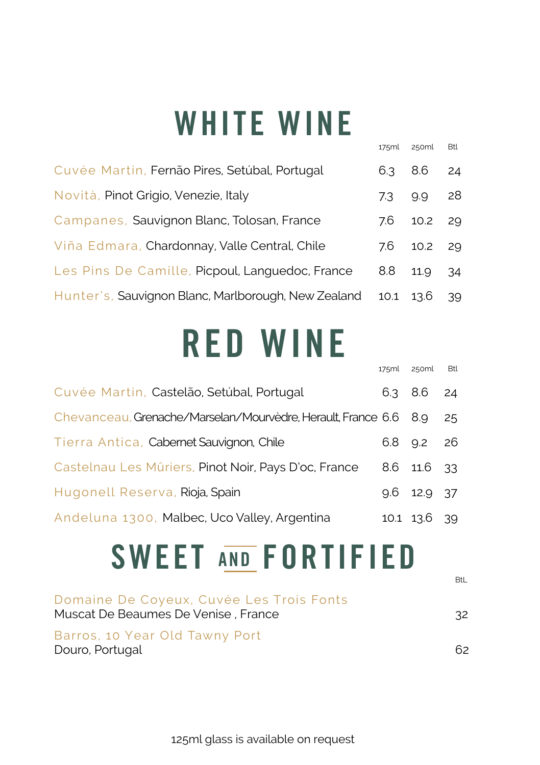# WHITE WINE

| | 175ml | 250ml | Btl |
|---|---|---|---|
| Cuvée Martin, Fernão Pires, Setúbal, Portugal | 6.3 | 8.6 | 24 |
| Novità, Pinot Grigio, Venezie, Italy | 7.3 | 9.9 | 28 |
| Campanes, Sauvignon Blanc, Tolosan, France | 7.6 | 10.2 | 29 |
| Viña Edmara, Chardonnay, Valle Central, Chile | 7.6 | 10.2 | 29 |
| Les Pins De Camille, Picpoul, Languedoc, France | 8.8 | 11.9 | 34 |
| Hunter's, Sauvignon Blanc, Marlborough, New Zealand | 10.1 | 13.6 | 39 |

# RED WINE

| | 175ml | 250ml | Btl |
|---|---|---|---|
| Cuvée Martin, Castelão, Setúbal, Portugal | 6.3 | 8.6 | 24 |
| Chevanceau, Grenache/Marselan/Mourvèdre, Herault, France | 6.6 | 8.9 | 25 |
| Tierra Antica, Cabernet Sauvignon, Chile | 6.8 | 9.2 | 26 |
| Castelnau Les Mûriers, Pinot Noir, Pays D'oc, France | 8.6 | 11.6 | 33 |
| Hugonell Reserva, Rioja, Spain | 9.6 | 12.9 | 37 |
| Andeluna 1300, Malbec, Uco Valley, Argentina | 10.1 | 13.6 | 39 |

# SWEET AND FORTIFIED

| | BtL |
|---|---|
| Domaine De Coyeux, Cuvée Les Trois Fonts<br>Muscat De Beaumes De Venise , France | 32 |
| Barros, 10 Year Old Tawny Port<br>Douro, Portugal | 62 |

125ml glass is available on request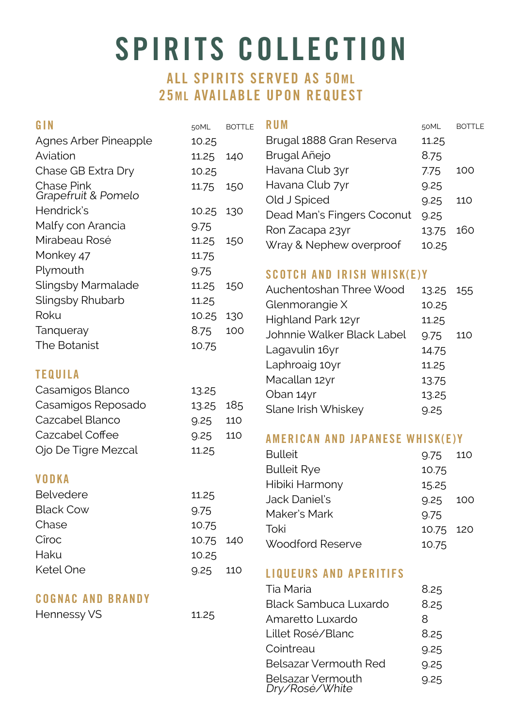# SPIRITS COLLECTION

### ALL SPIRITS SERVED AS 50ML
### 25ML AVAILABLE UPON REQUEST

## GIN

| GIN | 50ML | BOTTLE |
|---|---|---|
| Agnes Arber Pineapple | 10.25 | |
| Aviation | 11.25 | 140 |
| Chase GB Extra Dry | 10.25 | |
| Chase Pink *Grapefruit & Pomelo* | 11.75 | 150 |
| Hendrick's | 10.25 | 130 |
| Malfy con Arancia | 9.75 | |
| Mirabeau Rosé | 11.25 | 150 |
| Monkey 47 | 11.75 | |
| Plymouth | 9.75 | |
| Slingsby Marmalade | 11.25 | 150 |
| Slingsby Rhubarb | 11.25 | |
| Roku | 10.25 | 130 |
| Tanqueray | 8.75 | 100 |
| The Botanist | 10.75 | |

## TEQUILA

| TEQUILA | 50ML | BOTTLE |
|---|---|---|
| Casamigos Blanco | 13.25 | |
| Casamigos Reposado | 13.25 | 185 |
| Cazcabel Blanco | 9.25 | 110 |
| Cazcabel Coffee | 9.25 | 110 |
| Ojo De Tigre Mezcal | 11.25 | |

## VODKA

| VODKA | 50ML | BOTTLE |
|---|---|---|
| Belvedere | 11.25 | |
| Black Cow | 9.75 | |
| Chase | 10.75 | |
| Cîroc | 10.75 | 140 |
| Haku | 10.25 | |
| Ketel One | 9.25 | 110 |

## COGNAC AND BRANDY

| COGNAC AND BRANDY | 50ML | BOTTLE |
|---|---|---|
| Hennessy VS | 11.25 | |

## RUM

| RUM | 50ML | BOTTLE |
|---|---|---|
| Brugal 1888 Gran Reserva | 11.25 | |
| Brugal Añejo | 8.75 | |
| Havana Club 3yr | 7.75 | 100 |
| Havana Club 7yr | 9.25 | |
| Old J Spiced | 9.25 | 110 |
| Dead Man's Fingers Coconut | 9.25 | |
| Ron Zacapa 23yr | 13.75 | 160 |
| Wray & Nephew overproof | 10.25 | |

## SCOTCH AND IRISH WHISK(E)Y

| SCOTCH AND IRISH WHISK(E)Y | 50ML | BOTTLE |
|---|---|---|
| Auchentoshan Three Wood | 13.25 | 155 |
| Glenmorangie X | 10.25 | |
| Highland Park 12yr | 11.25 | |
| Johnnie Walker Black Label | 9.75 | 110 |
| Lagavulin 16yr | 14.75 | |
| Laphroaig 10yr | 11.25 | |
| Macallan 12yr | 13.75 | |
| Oban 14yr | 13.25 | |
| Slane Irish Whiskey | 9.25 | |

## AMERICAN AND JAPANESE WHISK(E)Y

| AMERICAN AND JAPANESE WHISK(E)Y | 50ML | BOTTLE |
|---|---|---|
| Bulleit | 9.75 | 110 |
| Bulleit Rye | 10.75 | |
| Hibiki Harmony | 15.25 | |
| Jack Daniel's | 9.25 | 100 |
| Maker's Mark | 9.75 | |
| Toki | 10.75 | 120 |
| Woodford Reserve | 10.75 | |

## LIQUEURS AND APERITIFS

| LIQUEURS AND APERITIFS | 50ML |
|---|---|
| Tia Maria | 8.25 |
| Black Sambuca Luxardo | 8.25 |
| Amaretto Luxardo | 8 |
| Lillet Rosé/Blanc | 8.25 |
| Cointreau | 9.25 |
| Belsazar Vermouth Red | 9.25 |
| Belsazar Vermouth *Dry/Rosé/White* | 9.25 |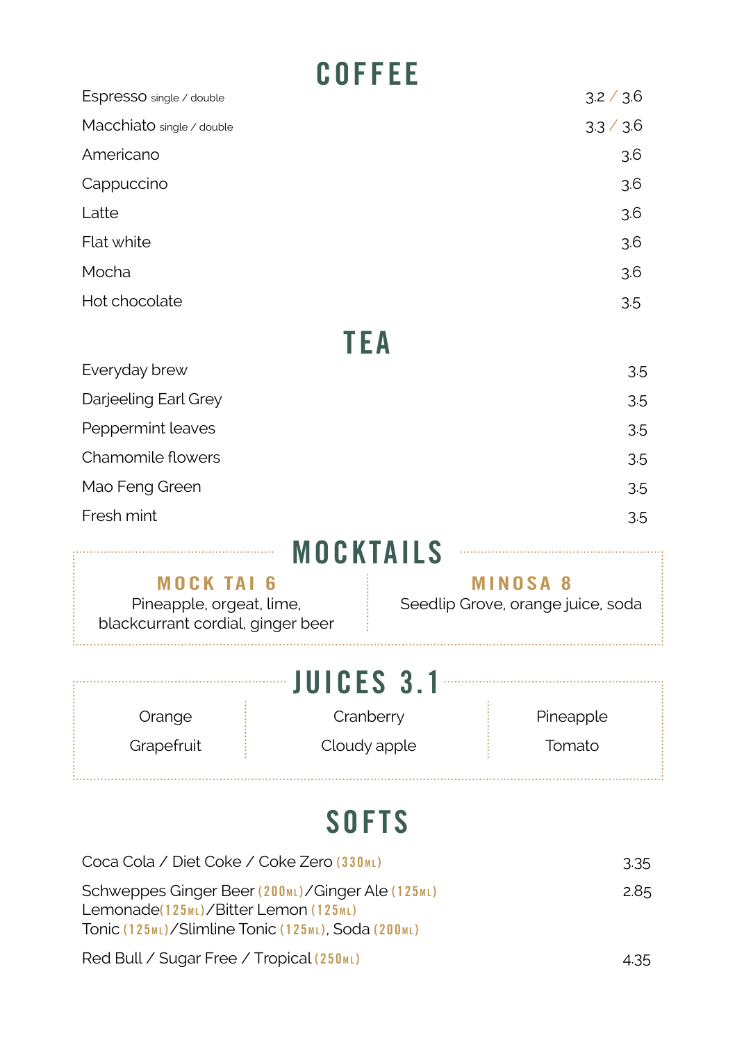# COFFEE

| | |
|---|---|
| Espresso single / double | 3.2 / 3.6 |
| Macchiato single / double | 3.3 / 3.6 |
| Americano | 3.6 |
| Cappuccino | 3.6 |
| Latte | 3.6 |
| Flat white | 3.6 |
| Mocha | 3.6 |
| Hot chocolate | 3.5 |

# TEA

| | |
|---|---|
| Everyday brew | 3.5 |
| Darjeeling Earl Grey | 3.5 |
| Peppermint leaves | 3.5 |
| Chamomile flowers | 3.5 |
| Mao Feng Green | 3.5 |
| Fresh mint | 3.5 |

# MOCKTAILS

### MOCK TAI 6

Pineapple, orgeat, lime, blackcurrant cordial, ginger beer

### MINOSA 8

Seedlip Grove, orange juice, soda

# JUICES 3.1

Orange
Grapefruit
Cranberry
Cloudy apple
Pineapple
Tomato

# SOFTS

| | |
|---|---|
| Coca Cola / Diet Coke / Coke Zero (330ML) | 3.35 |
| Schweppes Ginger Beer (200ML)/Ginger Ale (125ML) Lemonade(125ML)/Bitter Lemon (125ML) Tonic (125ML)/Slimline Tonic (125ML), Soda (200ML) | 2.85 |
| Red Bull / Sugar Free / Tropical (250ML) | 4.35 |